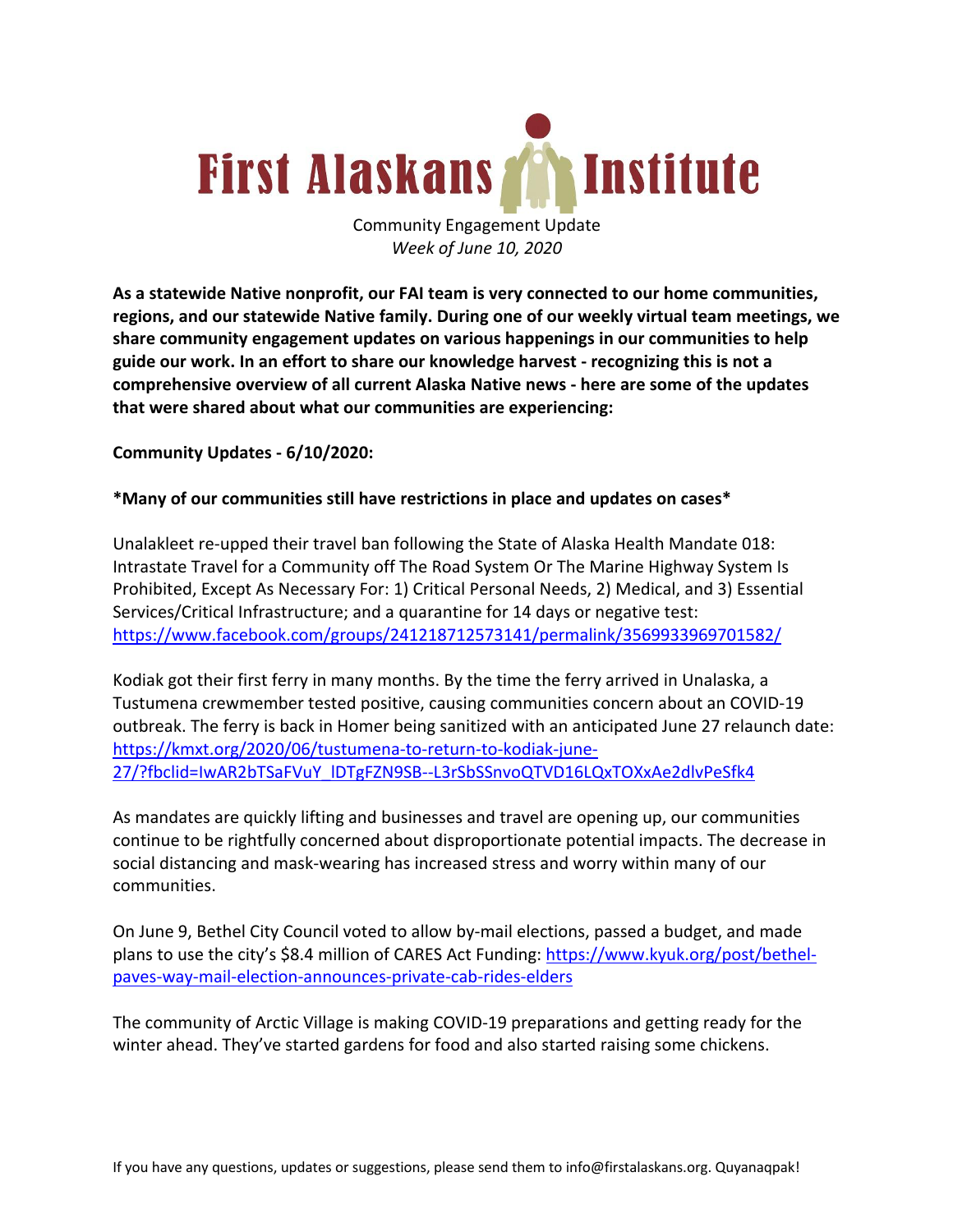# First Alaskans Institute

Community Engagement Update
*Week of June 10, 2020*

**As a statewide Native nonprofit, our FAI team is very connected to our home communities, regions, and our statewide Native family. During one of our weekly virtual team meetings, we share community engagement updates on various happenings in our communities to help guide our work. In an effort to share our knowledge harvest - recognizing this is not a comprehensive overview of all current Alaska Native news - here are some of the updates that were shared about what our communities are experiencing:**

**Community Updates - 6/10/2020:**

***Many of our communities still have restrictions in place and updates on cases***

Unalakleet re-upped their travel ban following the State of Alaska Health Mandate 018: Intrastate Travel for a Community off The Road System Or The Marine Highway System Is Prohibited, Except As Necessary For: 1) Critical Personal Needs, 2) Medical, and 3) Essential Services/Critical Infrastructure; and a quarantine for 14 days or negative test: https://www.facebook.com/groups/241218712573141/permalink/3569933969701582/

Kodiak got their first ferry in many months. By the time the ferry arrived in Unalaska, a Tustumena crewmember tested positive, causing communities concern about an COVID-19 outbreak. The ferry is back in Homer being sanitized with an anticipated June 27 relaunch date: https://kmxt.org/2020/06/tustumena-to-return-to-kodiak-june-27/?fbclid=IwAR2bTSaFVuY_lDTgFZN9SB--L3rSbSSnvoQTVD16LQxTOXxAe2dlvPeSfk4

As mandates are quickly lifting and businesses and travel are opening up, our communities continue to be rightfully concerned about disproportionate potential impacts. The decrease in social distancing and mask-wearing has increased stress and worry within many of our communities.

On June 9, Bethel City Council voted to allow by-mail elections, passed a budget, and made plans to use the city's $8.4 million of CARES Act Funding: https://www.kyuk.org/post/bethel-paves-way-mail-election-announces-private-cab-rides-elders

The community of Arctic Village is making COVID-19 preparations and getting ready for the winter ahead. They've started gardens for food and also started raising some chickens.

If you have any questions, updates or suggestions, please send them to info@firstalaskans.org. Quyanaqpak!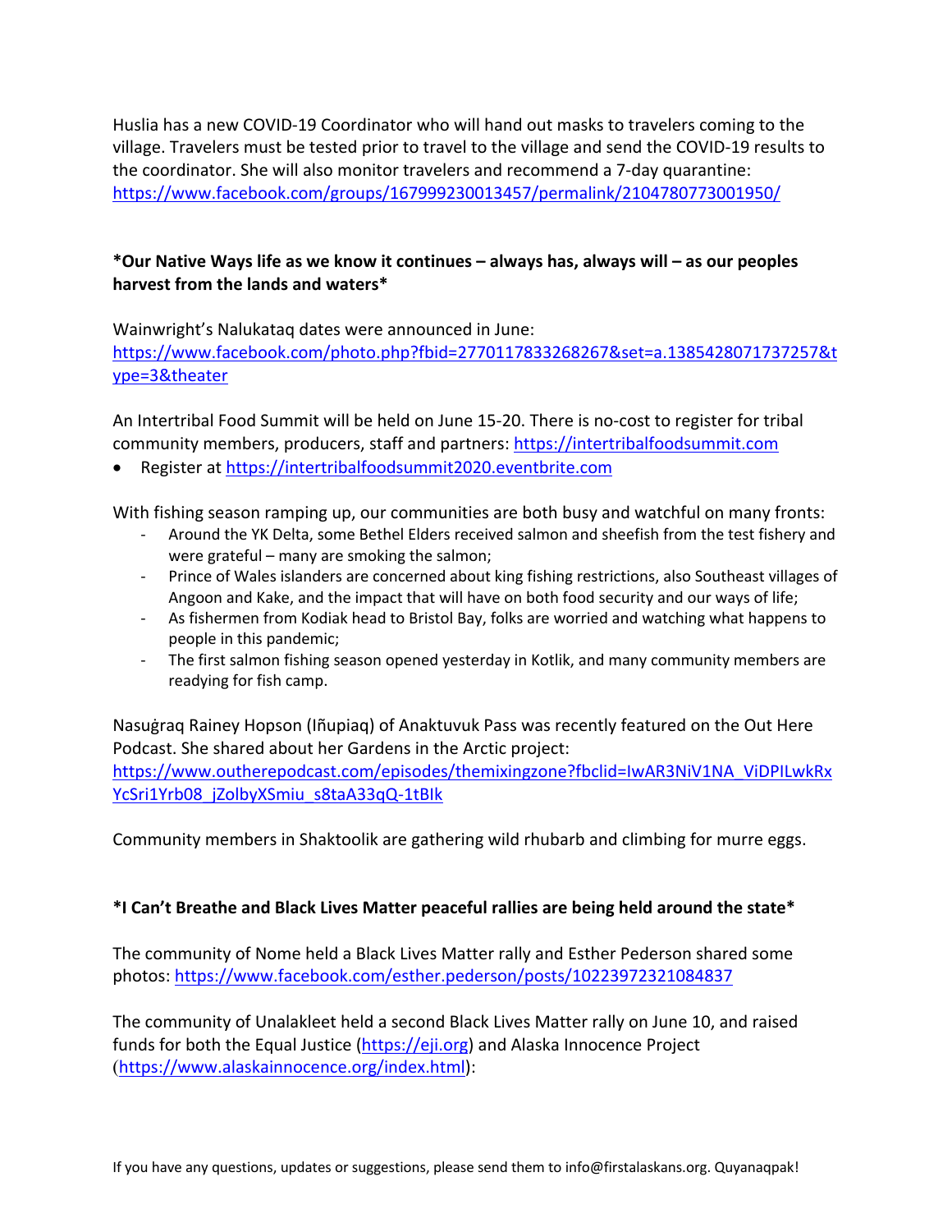Huslia has a new COVID-19 Coordinator who will hand out masks to travelers coming to the village. Travelers must be tested prior to travel to the village and send the COVID-19 results to the coordinator. She will also monitor travelers and recommend a 7-day quarantine: https://www.facebook.com/groups/167999230013457/permalink/2104780773001950/

**\*Our Native Ways life as we know it continues – always has, always will – as our peoples harvest from the lands and waters\***

Wainwright's Nalukataq dates were announced in June: https://www.facebook.com/photo.php?fbid=2770117833268267&set=a.1385428071737257&type=3&theater

An Intertribal Food Summit will be held on June 15-20. There is no-cost to register for tribal community members, producers, staff and partners: https://intertribalfoodsummit.com

- Register at https://intertribalfoodsummit2020.eventbrite.com

With fishing season ramping up, our communities are both busy and watchful on many fronts:

- Around the YK Delta, some Bethel Elders received salmon and sheefish from the test fishery and were grateful – many are smoking the salmon;
- Prince of Wales islanders are concerned about king fishing restrictions, also Southeast villages of Angoon and Kake, and the impact that will have on both food security and our ways of life;
- As fishermen from Kodiak head to Bristol Bay, folks are worried and watching what happens to people in this pandemic;
- The first salmon fishing season opened yesterday in Kotlik, and many community members are readying for fish camp.

Nasuġraq Rainey Hopson (Iñupiaq) of Anaktuvuk Pass was recently featured on the Out Here Podcast. She shared about her Gardens in the Arctic project: https://www.outherepodcast.com/episodes/themixingzone?fbclid=IwAR3NiV1NA_ViDPILwkRxYcSri1Yrb08_jZolbyXSmiu_s8taA33qQ-1tBIk

Community members in Shaktoolik are gathering wild rhubarb and climbing for murre eggs.

**\*I Can't Breathe and Black Lives Matter peaceful rallies are being held around the state\***

The community of Nome held a Black Lives Matter rally and Esther Pederson shared some photos: https://www.facebook.com/esther.pederson/posts/10223972321084837

The community of Unalakleet held a second Black Lives Matter rally on June 10, and raised funds for both the Equal Justice (https://eji.org) and Alaska Innocence Project (https://www.alaskainnocence.org/index.html):

If you have any questions, updates or suggestions, please send them to info@firstalaskans.org. Quyanaqpak!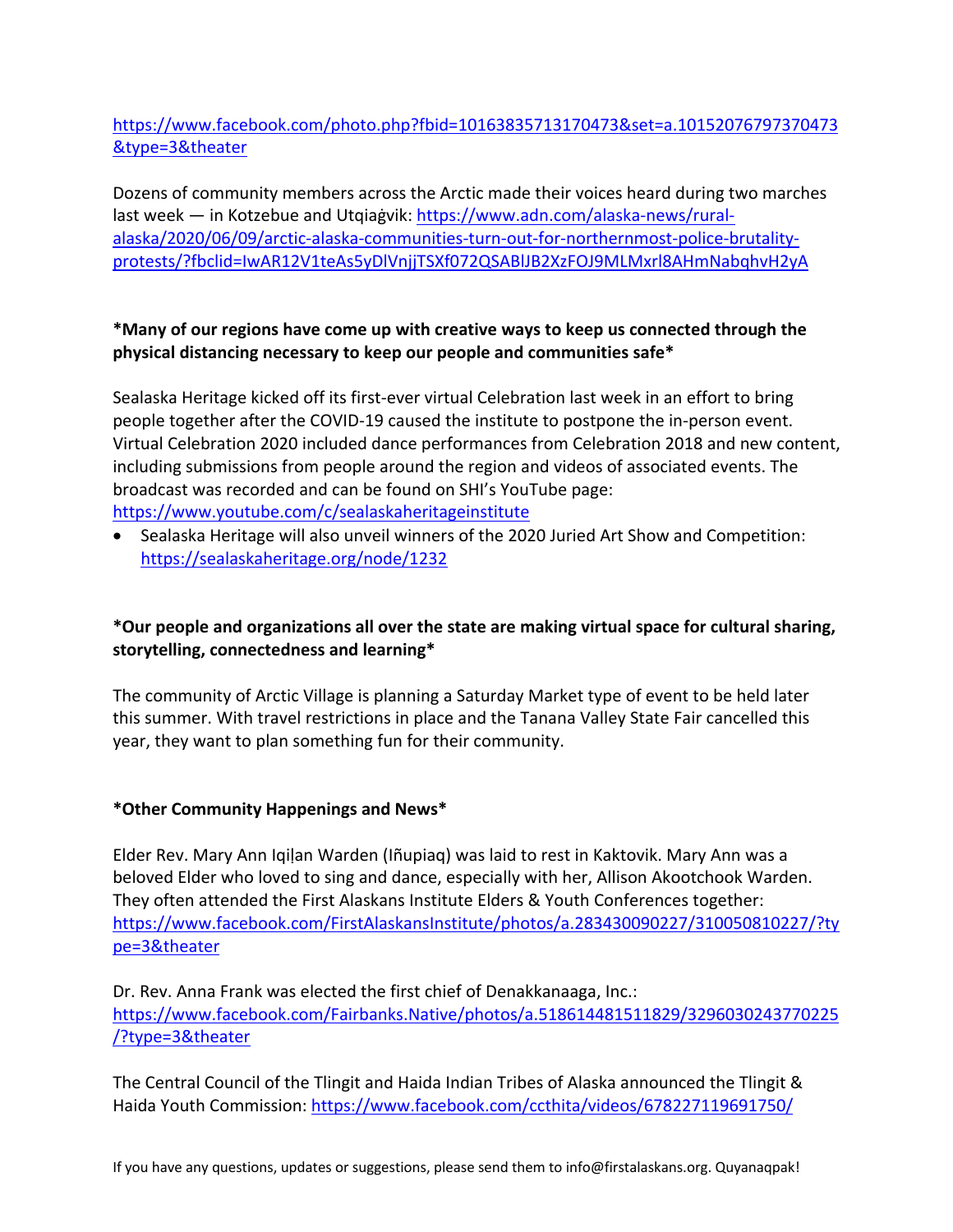https://www.facebook.com/photo.php?fbid=10163835713170473&set=a.10152076797370473&type=3&theater

Dozens of community members across the Arctic made their voices heard during two marches last week — in Kotzebue and Utqiaġvik: https://www.adn.com/alaska-news/rural-alaska/2020/06/09/arctic-alaska-communities-turn-out-for-northernmost-police-brutality-protests/?fbclid=IwAR12V1teAs5yDlVnjjTSXf072QSABlJB2XzFOJ9MLMxrl8AHmNabqhvH2yA

**\*Many of our regions have come up with creative ways to keep us connected through the physical distancing necessary to keep our people and communities safe\***

Sealaska Heritage kicked off its first-ever virtual Celebration last week in an effort to bring people together after the COVID-19 caused the institute to postpone the in-person event. Virtual Celebration 2020 included dance performances from Celebration 2018 and new content, including submissions from people around the region and videos of associated events. The broadcast was recorded and can be found on SHI's YouTube page: https://www.youtube.com/c/sealaskaheritageinstitute

- Sealaska Heritage will also unveil winners of the 2020 Juried Art Show and Competition: https://sealaskaheritage.org/node/1232

**\*Our people and organizations all over the state are making virtual space for cultural sharing, storytelling, connectedness and learning\***

The community of Arctic Village is planning a Saturday Market type of event to be held later this summer. With travel restrictions in place and the Tanana Valley State Fair cancelled this year, they want to plan something fun for their community.

**\*Other Community Happenings and News\***

Elder Rev. Mary Ann Iqiḷan Warden (Iñupiaq) was laid to rest in Kaktovik. Mary Ann was a beloved Elder who loved to sing and dance, especially with her, Allison Akootchook Warden. They often attended the First Alaskans Institute Elders & Youth Conferences together: https://www.facebook.com/FirstAlaskansInstitute/photos/a.283430090227/310050810227/?type=3&theater

Dr. Rev. Anna Frank was elected the first chief of Denakkanaaga, Inc.: https://www.facebook.com/Fairbanks.Native/photos/a.518614481511829/3296030243770225/?type=3&theater

The Central Council of the Tlingit and Haida Indian Tribes of Alaska announced the Tlingit & Haida Youth Commission: https://www.facebook.com/ccthita/videos/678227119691750/

If you have any questions, updates or suggestions, please send them to info@firstalaskans.org. Quyanaqpak!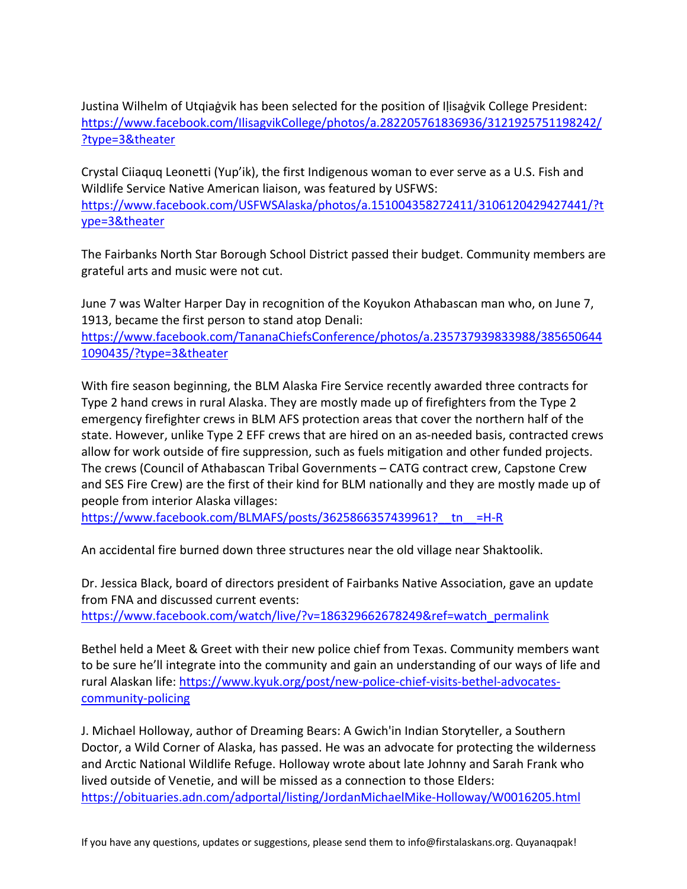Justina Wilhelm of Utqiaġvik has been selected for the position of Iḷisaġvik College President: https://www.facebook.com/IlisagvikCollege/photos/a.282205761836936/3121925751198242/?type=3&theater

Crystal Ciiaquq Leonetti (Yup'ik), the first Indigenous woman to ever serve as a U.S. Fish and Wildlife Service Native American liaison, was featured by USFWS: https://www.facebook.com/USFWSAlaska/photos/a.151004358272411/3106120429427441/?type=3&theater

The Fairbanks North Star Borough School District passed their budget. Community members are grateful arts and music were not cut.

June 7 was Walter Harper Day in recognition of the Koyukon Athabascan man who, on June 7, 1913, became the first person to stand atop Denali: https://www.facebook.com/TananaChiefsConference/photos/a.235737939833988/3856506441090435/?type=3&theater

With fire season beginning, the BLM Alaska Fire Service recently awarded three contracts for Type 2 hand crews in rural Alaska. They are mostly made up of firefighters from the Type 2 emergency firefighter crews in BLM AFS protection areas that cover the northern half of the state. However, unlike Type 2 EFF crews that are hired on an as-needed basis, contracted crews allow for work outside of fire suppression, such as fuels mitigation and other funded projects. The crews (Council of Athabascan Tribal Governments – CATG contract crew, Capstone Crew and SES Fire Crew) are the first of their kind for BLM nationally and they are mostly made up of people from interior Alaska villages: https://www.facebook.com/BLMAFS/posts/3625866357439961?__tn__=H-R

An accidental fire burned down three structures near the old village near Shaktoolik.

Dr. Jessica Black, board of directors president of Fairbanks Native Association, gave an update from FNA and discussed current events: https://www.facebook.com/watch/live/?v=186329662678249&ref=watch_permalink

Bethel held a Meet & Greet with their new police chief from Texas. Community members want to be sure he'll integrate into the community and gain an understanding of our ways of life and rural Alaskan life: https://www.kyuk.org/post/new-police-chief-visits-bethel-advocates-community-policing

J. Michael Holloway, author of Dreaming Bears: A Gwich'in Indian Storyteller, a Southern Doctor, a Wild Corner of Alaska, has passed. He was an advocate for protecting the wilderness and Arctic National Wildlife Refuge. Holloway wrote about late Johnny and Sarah Frank who lived outside of Venetie, and will be missed as a connection to those Elders: https://obituaries.adn.com/adportal/listing/JordanMichaelMike-Holloway/W0016205.html

If you have any questions, updates or suggestions, please send them to info@firstalaskans.org. Quyanaqpak!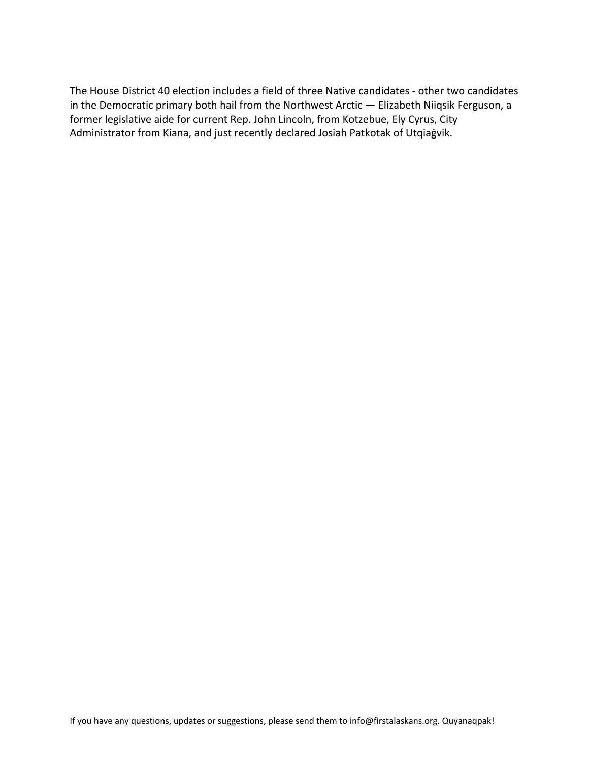The House District 40 election includes a field of three Native candidates - other two candidates in the Democratic primary both hail from the Northwest Arctic — Elizabeth Niiqsik Ferguson, a former legislative aide for current Rep. John Lincoln, from Kotzebue, Ely Cyrus, City Administrator from Kiana, and just recently declared Josiah Patkotak of Utqiaġvik.

If you have any questions, updates or suggestions, please send them to info@firstalaskans.org. Quyanaqpak!